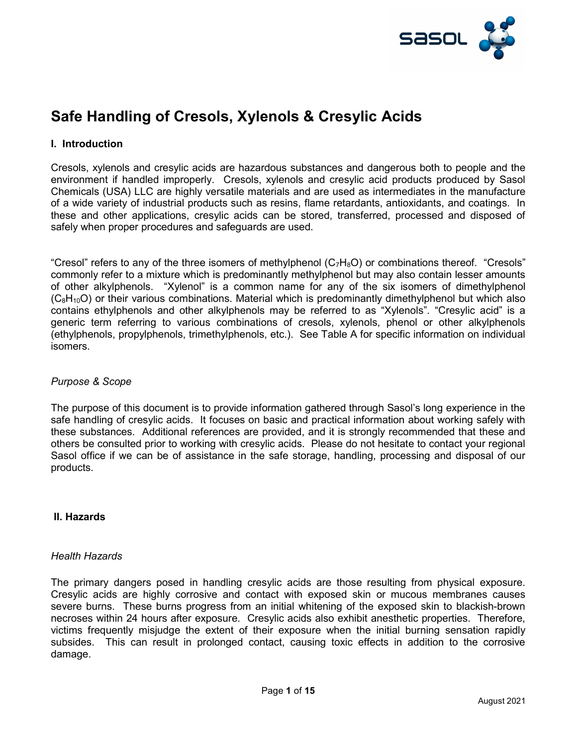# Safe Handling of Cresols, Xylenols & Cresylic Acids

## I. Introduction

Cresols, xylenols and cresylic acids are hazardous substances and dangerous both to people and the environment if handled improperly. Cresols, xylenols and cresylic acid products produced by Sasol Chemicals (USA) LLC are highly versatile materials and are used as intermediates in the manufacture of a wide variety of industrial products such as resins, flame retardants, antioxidants, and coatings. In these and other applications, cresylic acids can be stored, transferred, processed and disposed of safely when proper procedures and safeguards are used.

"Cresol" refers to any of the three isomers of methylphenol ($C_7H_8O$) or combinations thereof. "Cresols" commonly refer to a mixture which is predominantly methylphenol but may also contain lesser amounts of other alkylphenols. "Xylenol" is a common name for any of the six isomers of dimethylphenol ($C_8H_{10}O$) or their various combinations. Material which is predominantly dimethylphenol but which also contains ethylphenols and other alkylphenols may be referred to as "Xylenols". "Cresylic acid" is a generic term referring to various combinations of cresols, xylenols, phenol or other alkylphenols (ethylphenols, propylphenols, trimethylphenols, etc.). See Table A for specific information on individual isomers.

*Purpose & Scope*

The purpose of this document is to provide information gathered through Sasol's long experience in the safe handling of cresylic acids. It focuses on basic and practical information about working safely with these substances. Additional references are provided, and it is strongly recommended that these and others be consulted prior to working with cresylic acids. Please do not hesitate to contact your regional Sasol office if we can be of assistance in the safe storage, handling, processing and disposal of our products.

## II. Hazards

*Health Hazards*

The primary dangers posed in handling cresylic acids are those resulting from physical exposure. Cresylic acids are highly corrosive and contact with exposed skin or mucous membranes causes severe burns. These burns progress from an initial whitening of the exposed skin to blackish-brown necroses within 24 hours after exposure. Cresylic acids also exhibit anesthetic properties. Therefore, victims frequently misjudge the extent of their exposure when the initial burning sensation rapidly subsides. This can result in prolonged contact, causing toxic effects in addition to the corrosive damage.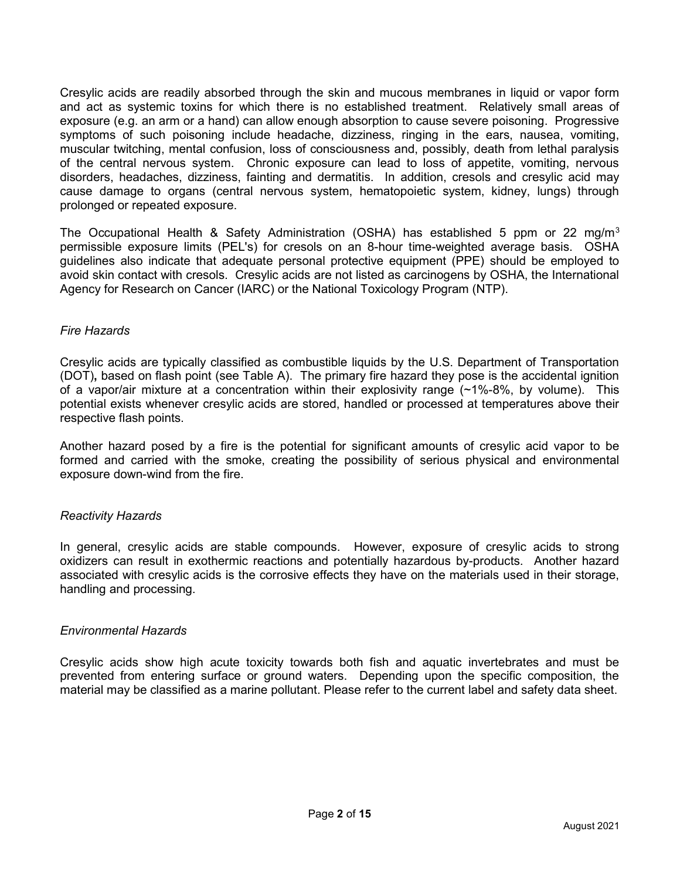Cresylic acids are readily absorbed through the skin and mucous membranes in liquid or vapor form and act as systemic toxins for which there is no established treatment. Relatively small areas of exposure (e.g. an arm or a hand) can allow enough absorption to cause severe poisoning. Progressive symptoms of such poisoning include headache, dizziness, ringing in the ears, nausea, vomiting, muscular twitching, mental confusion, loss of consciousness and, possibly, death from lethal paralysis of the central nervous system. Chronic exposure can lead to loss of appetite, vomiting, nervous disorders, headaches, dizziness, fainting and dermatitis. In addition, cresols and cresylic acid may cause damage to organs (central nervous system, hematopoietic system, kidney, lungs) through prolonged or repeated exposure.

The Occupational Health & Safety Administration (OSHA) has established 5 ppm or 22 $mg/m^3$ permissible exposure limits (PEL's) for cresols on an 8-hour time-weighted average basis. OSHA guidelines also indicate that adequate personal protective equipment (PPE) should be employed to avoid skin contact with cresols. Cresylic acids are not listed as carcinogens by OSHA, the International Agency for Research on Cancer (IARC) or the National Toxicology Program (NTP).

### *Fire Hazards*

Cresylic acids are typically classified as combustible liquids by the U.S. Department of Transportation (DOT), based on flash point (see Table A). The primary fire hazard they pose is the accidental ignition of a vapor/air mixture at a concentration within their explosivity range (~1%-8%, by volume). This potential exists whenever cresylic acids are stored, handled or processed at temperatures above their respective flash points.

Another hazard posed by a fire is the potential for significant amounts of cresylic acid vapor to be formed and carried with the smoke, creating the possibility of serious physical and environmental exposure down-wind from the fire.

### *Reactivity Hazards*

In general, cresylic acids are stable compounds. However, exposure of cresylic acids to strong oxidizers can result in exothermic reactions and potentially hazardous by-products. Another hazard associated with cresylic acids is the corrosive effects they have on the materials used in their storage, handling and processing.

### *Environmental Hazards*

Cresylic acids show high acute toxicity towards both fish and aquatic invertebrates and must be prevented from entering surface or ground waters. Depending upon the specific composition, the material may be classified as a marine pollutant. Please refer to the current label and safety data sheet.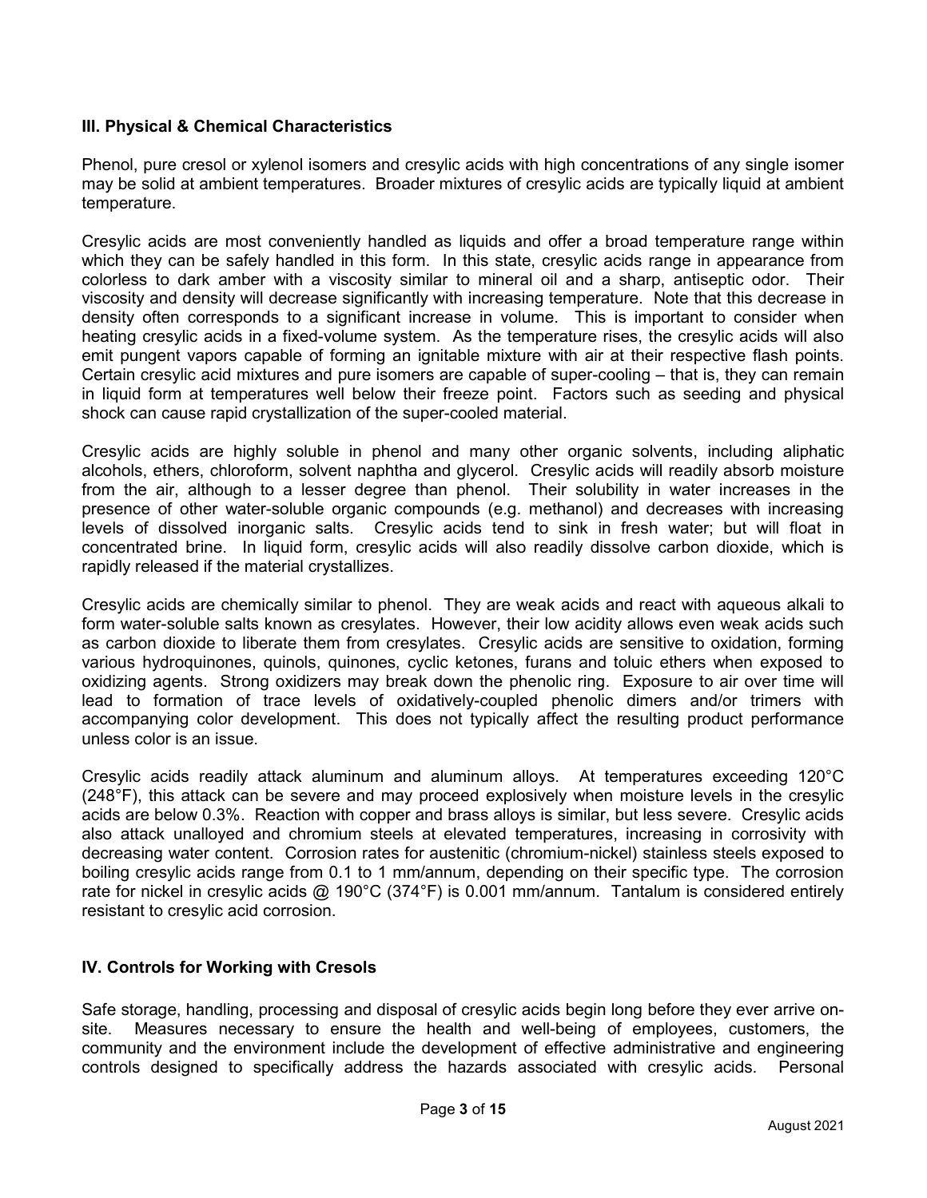### III. Physical & Chemical Characteristics

Phenol, pure cresol or xylenol isomers and cresylic acids with high concentrations of any single isomer may be solid at ambient temperatures. Broader mixtures of cresylic acids are typically liquid at ambient temperature.

Cresylic acids are most conveniently handled as liquids and offer a broad temperature range within which they can be safely handled in this form. In this state, cresylic acids range in appearance from colorless to dark amber with a viscosity similar to mineral oil and a sharp, antiseptic odor. Their viscosity and density will decrease significantly with increasing temperature. Note that this decrease in density often corresponds to a significant increase in volume. This is important to consider when heating cresylic acids in a fixed-volume system. As the temperature rises, the cresylic acids will also emit pungent vapors capable of forming an ignitable mixture with air at their respective flash points. Certain cresylic acid mixtures and pure isomers are capable of super-cooling – that is, they can remain in liquid form at temperatures well below their freeze point. Factors such as seeding and physical shock can cause rapid crystallization of the super-cooled material.

Cresylic acids are highly soluble in phenol and many other organic solvents, including aliphatic alcohols, ethers, chloroform, solvent naphtha and glycerol. Cresylic acids will readily absorb moisture from the air, although to a lesser degree than phenol. Their solubility in water increases in the presence of other water-soluble organic compounds (e.g. methanol) and decreases with increasing levels of dissolved inorganic salts. Cresylic acids tend to sink in fresh water; but will float in concentrated brine. In liquid form, cresylic acids will also readily dissolve carbon dioxide, which is rapidly released if the material crystallizes.

Cresylic acids are chemically similar to phenol. They are weak acids and react with aqueous alkali to form water-soluble salts known as cresylates. However, their low acidity allows even weak acids such as carbon dioxide to liberate them from cresylates. Cresylic acids are sensitive to oxidation, forming various hydroquinones, quinols, quinones, cyclic ketones, furans and toluic ethers when exposed to oxidizing agents. Strong oxidizers may break down the phenolic ring. Exposure to air over time will lead to formation of trace levels of oxidatively-coupled phenolic dimers and/or trimers with accompanying color development. This does not typically affect the resulting product performance unless color is an issue.

Cresylic acids readily attack aluminum and aluminum alloys. At temperatures exceeding 120°C (248°F), this attack can be severe and may proceed explosively when moisture levels in the cresylic acids are below 0.3%. Reaction with copper and brass alloys is similar, but less severe. Cresylic acids also attack unalloyed and chromium steels at elevated temperatures, increasing in corrosivity with decreasing water content. Corrosion rates for austenitic (chromium-nickel) stainless steels exposed to boiling cresylic acids range from 0.1 to 1 mm/annum, depending on their specific type. The corrosion rate for nickel in cresylic acids @ 190°C (374°F) is 0.001 mm/annum. Tantalum is considered entirely resistant to cresylic acid corrosion.

### IV. Controls for Working with Cresols

Safe storage, handling, processing and disposal of cresylic acids begin long before they ever arrive on-site. Measures necessary to ensure the health and well-being of employees, customers, the community and the environment include the development of effective administrative and engineering controls designed to specifically address the hazards associated with cresylic acids. Personal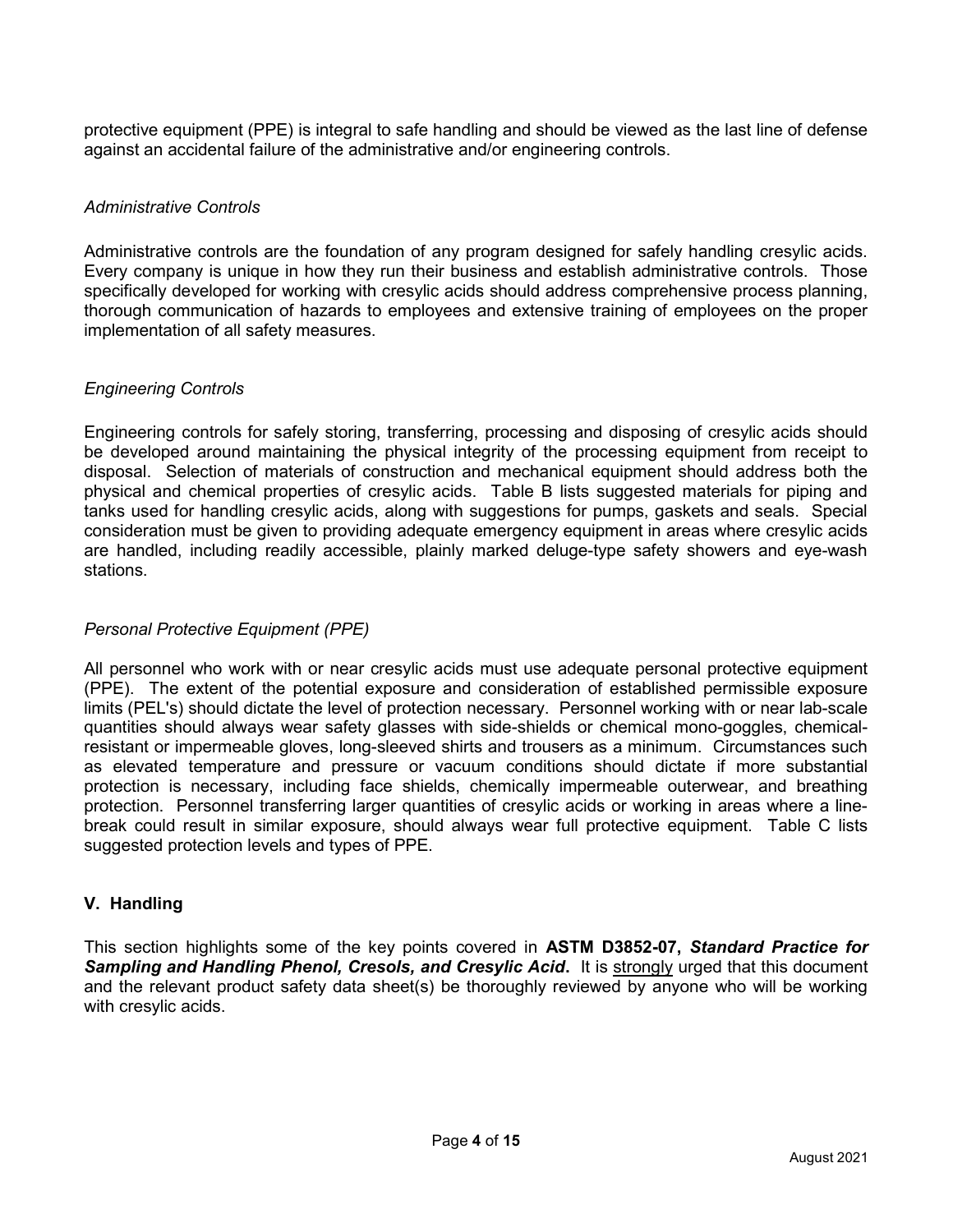protective equipment (PPE) is integral to safe handling and should be viewed as the last line of defense against an accidental failure of the administrative and/or engineering controls.

*Administrative Controls*

Administrative controls are the foundation of any program designed for safely handling cresylic acids. Every company is unique in how they run their business and establish administrative controls. Those specifically developed for working with cresylic acids should address comprehensive process planning, thorough communication of hazards to employees and extensive training of employees on the proper implementation of all safety measures.

*Engineering Controls*

Engineering controls for safely storing, transferring, processing and disposing of cresylic acids should be developed around maintaining the physical integrity of the processing equipment from receipt to disposal. Selection of materials of construction and mechanical equipment should address both the physical and chemical properties of cresylic acids. Table B lists suggested materials for piping and tanks used for handling cresylic acids, along with suggestions for pumps, gaskets and seals. Special consideration must be given to providing adequate emergency equipment in areas where cresylic acids are handled, including readily accessible, plainly marked deluge-type safety showers and eye-wash stations.

*Personal Protective Equipment (PPE)*

All personnel who work with or near cresylic acids must use adequate personal protective equipment (PPE). The extent of the potential exposure and consideration of established permissible exposure limits (PEL's) should dictate the level of protection necessary. Personnel working with or near lab-scale quantities should always wear safety glasses with side-shields or chemical mono-goggles, chemical-resistant or impermeable gloves, long-sleeved shirts and trousers as a minimum. Circumstances such as elevated temperature and pressure or vacuum conditions should dictate if more substantial protection is necessary, including face shields, chemically impermeable outerwear, and breathing protection. Personnel transferring larger quantities of cresylic acids or working in areas where a line-break could result in similar exposure, should always wear full protective equipment. Table C lists suggested protection levels and types of PPE.

## V. Handling

This section highlights some of the key points covered in **ASTM D3852-07, *Standard Practice for Sampling and Handling Phenol, Cresols, and Cresylic Acid***. It is <u>strongly</u> urged that this document and the relevant product safety data sheet(s) be thoroughly reviewed by anyone who will be working with cresylic acids.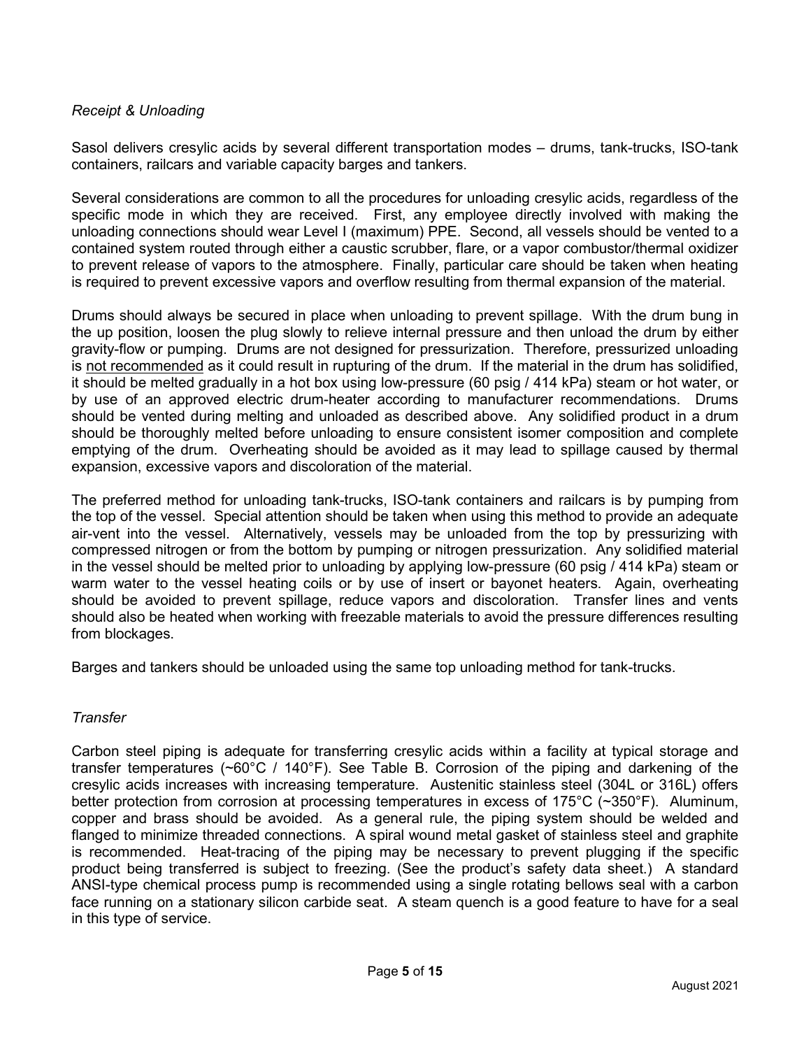*Receipt & Unloading*

Sasol delivers cresylic acids by several different transportation modes – drums, tank-trucks, ISO-tank containers, railcars and variable capacity barges and tankers.

Several considerations are common to all the procedures for unloading cresylic acids, regardless of the specific mode in which they are received. First, any employee directly involved with making the unloading connections should wear Level I (maximum) PPE. Second, all vessels should be vented to a contained system routed through either a caustic scrubber, flare, or a vapor combustor/thermal oxidizer to prevent release of vapors to the atmosphere. Finally, particular care should be taken when heating is required to prevent excessive vapors and overflow resulting from thermal expansion of the material.

Drums should always be secured in place when unloading to prevent spillage. With the drum bung in the up position, loosen the plug slowly to relieve internal pressure and then unload the drum by either gravity-flow or pumping. Drums are not designed for pressurization. Therefore, pressurized unloading is <u>not recommended</u> as it could result in rupturing of the drum. If the material in the drum has solidified, it should be melted gradually in a hot box using low-pressure (60 psig / 414 kPa) steam or hot water, or by use of an approved electric drum-heater according to manufacturer recommendations. Drums should be vented during melting and unloaded as described above. Any solidified product in a drum should be thoroughly melted before unloading to ensure consistent isomer composition and complete emptying of the drum. Overheating should be avoided as it may lead to spillage caused by thermal expansion, excessive vapors and discoloration of the material.

The preferred method for unloading tank-trucks, ISO-tank containers and railcars is by pumping from the top of the vessel. Special attention should be taken when using this method to provide an adequate air-vent into the vessel. Alternatively, vessels may be unloaded from the top by pressurizing with compressed nitrogen or from the bottom by pumping or nitrogen pressurization. Any solidified material in the vessel should be melted prior to unloading by applying low-pressure (60 psig / 414 kPa) steam or warm water to the vessel heating coils or by use of insert or bayonet heaters. Again, overheating should be avoided to prevent spillage, reduce vapors and discoloration. Transfer lines and vents should also be heated when working with freezable materials to avoid the pressure differences resulting from blockages.

Barges and tankers should be unloaded using the same top unloading method for tank-trucks.

*Transfer*

Carbon steel piping is adequate for transferring cresylic acids within a facility at typical storage and transfer temperatures (~60°C / 140°F). See Table B. Corrosion of the piping and darkening of the cresylic acids increases with increasing temperature. Austenitic stainless steel (304L or 316L) offers better protection from corrosion at processing temperatures in excess of 175°C (~350°F). Aluminum, copper and brass should be avoided. As a general rule, the piping system should be welded and flanged to minimize threaded connections. A spiral wound metal gasket of stainless steel and graphite is recommended. Heat-tracing of the piping may be necessary to prevent plugging if the specific product being transferred is subject to freezing. (See the product's safety data sheet.) A standard ANSI-type chemical process pump is recommended using a single rotating bellows seal with a carbon face running on a stationary silicon carbide seat. A steam quench is a good feature to have for a seal in this type of service.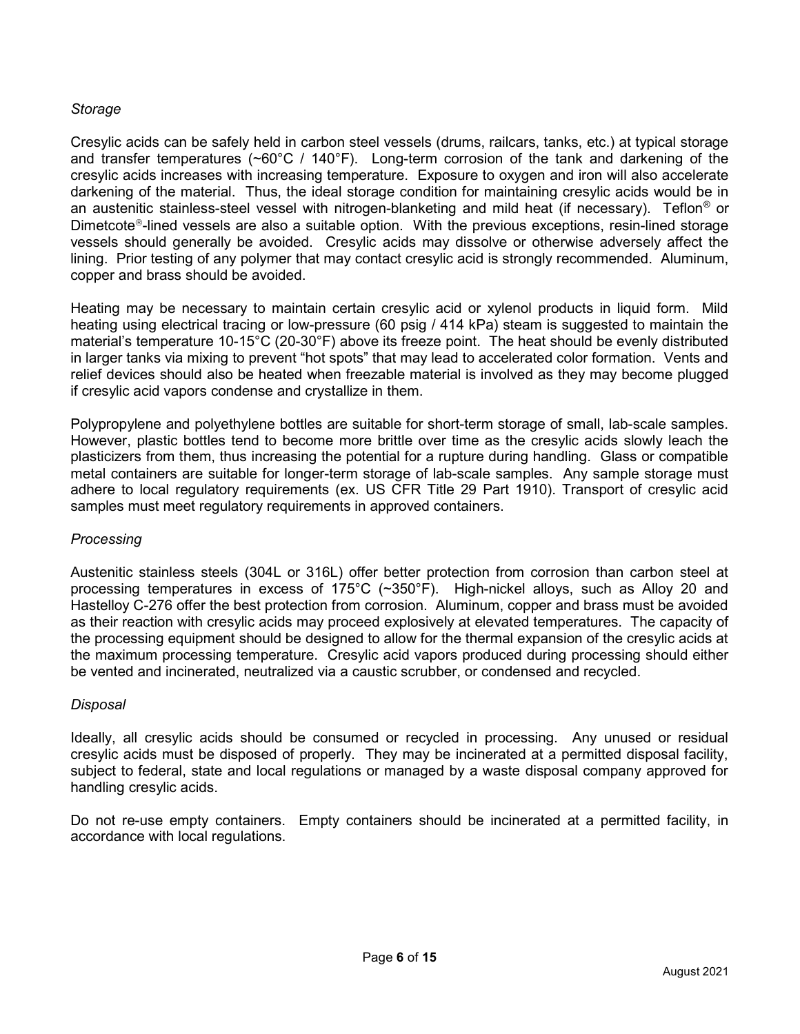*Storage*

Cresylic acids can be safely held in carbon steel vessels (drums, railcars, tanks, etc.) at typical storage and transfer temperatures (~60°C / 140°F). Long-term corrosion of the tank and darkening of the cresylic acids increases with increasing temperature. Exposure to oxygen and iron will also accelerate darkening of the material. Thus, the ideal storage condition for maintaining cresylic acids would be in an austenitic stainless-steel vessel with nitrogen-blanketing and mild heat (if necessary). Teflon® or Dimetcote®-lined vessels are also a suitable option. With the previous exceptions, resin-lined storage vessels should generally be avoided. Cresylic acids may dissolve or otherwise adversely affect the lining. Prior testing of any polymer that may contact cresylic acid is strongly recommended. Aluminum, copper and brass should be avoided.

Heating may be necessary to maintain certain cresylic acid or xylenol products in liquid form. Mild heating using electrical tracing or low-pressure (60 psig / 414 kPa) steam is suggested to maintain the material's temperature 10-15°C (20-30°F) above its freeze point. The heat should be evenly distributed in larger tanks via mixing to prevent "hot spots" that may lead to accelerated color formation. Vents and relief devices should also be heated when freezable material is involved as they may become plugged if cresylic acid vapors condense and crystallize in them.

Polypropylene and polyethylene bottles are suitable for short-term storage of small, lab-scale samples. However, plastic bottles tend to become more brittle over time as the cresylic acids slowly leach the plasticizers from them, thus increasing the potential for a rupture during handling. Glass or compatible metal containers are suitable for longer-term storage of lab-scale samples. Any sample storage must adhere to local regulatory requirements (ex. US CFR Title 29 Part 1910). Transport of cresylic acid samples must meet regulatory requirements in approved containers.

*Processing*

Austenitic stainless steels (304L or 316L) offer better protection from corrosion than carbon steel at processing temperatures in excess of 175°C (~350°F). High-nickel alloys, such as Alloy 20 and Hastelloy C-276 offer the best protection from corrosion. Aluminum, copper and brass must be avoided as their reaction with cresylic acids may proceed explosively at elevated temperatures. The capacity of the processing equipment should be designed to allow for the thermal expansion of the cresylic acids at the maximum processing temperature. Cresylic acid vapors produced during processing should either be vented and incinerated, neutralized via a caustic scrubber, or condensed and recycled.

*Disposal*

Ideally, all cresylic acids should be consumed or recycled in processing. Any unused or residual cresylic acids must be disposed of properly. They may be incinerated at a permitted disposal facility, subject to federal, state and local regulations or managed by a waste disposal company approved for handling cresylic acids.

Do not re-use empty containers. Empty containers should be incinerated at a permitted facility, in accordance with local regulations.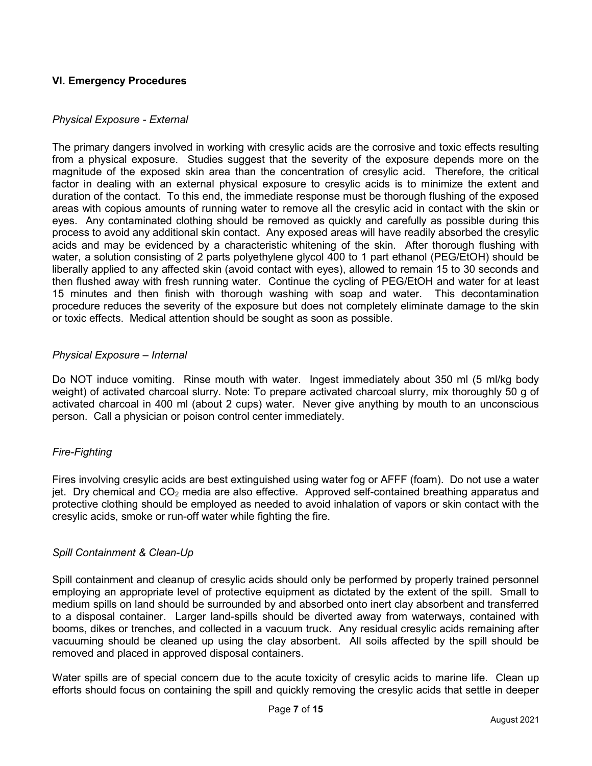## VI. Emergency Procedures

*Physical Exposure - External*

The primary dangers involved in working with cresylic acids are the corrosive and toxic effects resulting from a physical exposure. Studies suggest that the severity of the exposure depends more on the magnitude of the exposed skin area than the concentration of cresylic acid. Therefore, the critical factor in dealing with an external physical exposure to cresylic acids is to minimize the extent and duration of the contact. To this end, the immediate response must be thorough flushing of the exposed areas with copious amounts of running water to remove all the cresylic acid in contact with the skin or eyes. Any contaminated clothing should be removed as quickly and carefully as possible during this process to avoid any additional skin contact. Any exposed areas will have readily absorbed the cresylic acids and may be evidenced by a characteristic whitening of the skin. After thorough flushing with water, a solution consisting of 2 parts polyethylene glycol 400 to 1 part ethanol (PEG/EtOH) should be liberally applied to any affected skin (avoid contact with eyes), allowed to remain 15 to 30 seconds and then flushed away with fresh running water. Continue the cycling of PEG/EtOH and water for at least 15 minutes and then finish with thorough washing with soap and water. This decontamination procedure reduces the severity of the exposure but does not completely eliminate damage to the skin or toxic effects. Medical attention should be sought as soon as possible.

*Physical Exposure – Internal*

Do NOT induce vomiting. Rinse mouth with water. Ingest immediately about 350 ml (5 ml/kg body weight) of activated charcoal slurry. Note: To prepare activated charcoal slurry, mix thoroughly 50 g of activated charcoal in 400 ml (about 2 cups) water. Never give anything by mouth to an unconscious person. Call a physician or poison control center immediately.

*Fire-Fighting*

Fires involving cresylic acids are best extinguished using water fog or AFFF (foam). Do not use a water jet. Dry chemical and $CO_2$ media are also effective. Approved self-contained breathing apparatus and protective clothing should be employed as needed to avoid inhalation of vapors or skin contact with the cresylic acids, smoke or run-off water while fighting the fire.

*Spill Containment & Clean-Up*

Spill containment and cleanup of cresylic acids should only be performed by properly trained personnel employing an appropriate level of protective equipment as dictated by the extent of the spill. Small to medium spills on land should be surrounded by and absorbed onto inert clay absorbent and transferred to a disposal container. Larger land-spills should be diverted away from waterways, contained with booms, dikes or trenches, and collected in a vacuum truck. Any residual cresylic acids remaining after vacuuming should be cleaned up using the clay absorbent. All soils affected by the spill should be removed and placed in approved disposal containers.

Water spills are of special concern due to the acute toxicity of cresylic acids to marine life. Clean up efforts should focus on containing the spill and quickly removing the cresylic acids that settle in deeper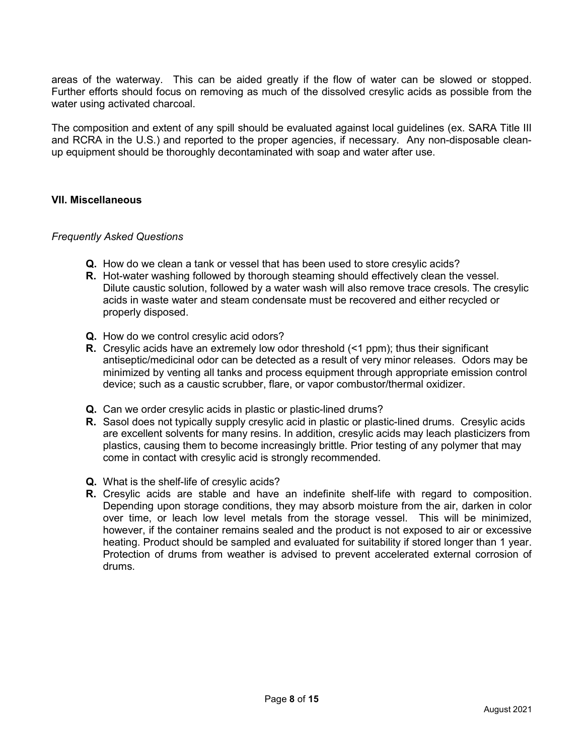areas of the waterway. This can be aided greatly if the flow of water can be slowed or stopped. Further efforts should focus on removing as much of the dissolved cresylic acids as possible from the water using activated charcoal.

The composition and extent of any spill should be evaluated against local guidelines (ex. SARA Title III and RCRA in the U.S.) and reported to the proper agencies, if necessary. Any non-disposable clean-up equipment should be thoroughly decontaminated with soap and water after use.

## VII. Miscellaneous

*Frequently Asked Questions*

**Q.** How do we clean a tank or vessel that has been used to store cresylic acids?
**R.** Hot-water washing followed by thorough steaming should effectively clean the vessel. Dilute caustic solution, followed by a water wash will also remove trace cresols. The cresylic acids in waste water and steam condensate must be recovered and either recycled or properly disposed.

**Q.** How do we control cresylic acid odors?
**R.** Cresylic acids have an extremely low odor threshold (<1 ppm); thus their significant antiseptic/medicinal odor can be detected as a result of very minor releases. Odors may be minimized by venting all tanks and process equipment through appropriate emission control device; such as a caustic scrubber, flare, or vapor combustor/thermal oxidizer.

**Q.** Can we order cresylic acids in plastic or plastic-lined drums?
**R.** Sasol does not typically supply cresylic acid in plastic or plastic-lined drums. Cresylic acids are excellent solvents for many resins. In addition, cresylic acids may leach plasticizers from plastics, causing them to become increasingly brittle. Prior testing of any polymer that may come in contact with cresylic acid is strongly recommended.

**Q.** What is the shelf-life of cresylic acids?
**R.** Cresylic acids are stable and have an indefinite shelf-life with regard to composition. Depending upon storage conditions, they may absorb moisture from the air, darken in color over time, or leach low level metals from the storage vessel. This will be minimized, however, if the container remains sealed and the product is not exposed to air or excessive heating. Product should be sampled and evaluated for suitability if stored longer than 1 year. Protection of drums from weather is advised to prevent accelerated external corrosion of drums.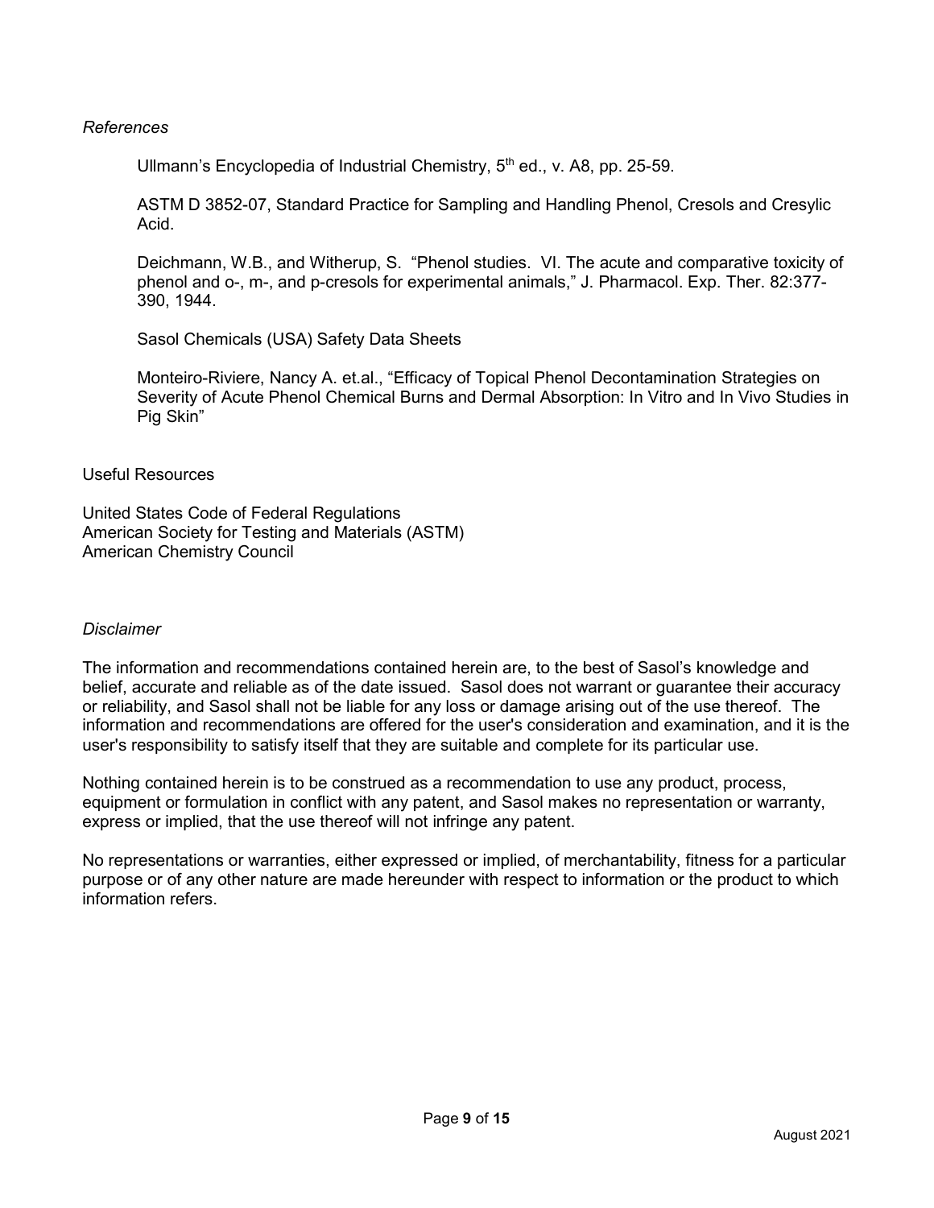*References*

Ullmann's Encyclopedia of Industrial Chemistry, 5th ed., v. A8, pp. 25-59.

ASTM D 3852-07, Standard Practice for Sampling and Handling Phenol, Cresols and Cresylic Acid.

Deichmann, W.B., and Witherup, S. "Phenol studies. VI. The acute and comparative toxicity of phenol and o-, m-, and p-cresols for experimental animals," J. Pharmacol. Exp. Ther. 82:377-390, 1944.

Sasol Chemicals (USA) Safety Data Sheets

Monteiro-Riviere, Nancy A. et.al., "Efficacy of Topical Phenol Decontamination Strategies on Severity of Acute Phenol Chemical Burns and Dermal Absorption: In Vitro and In Vivo Studies in Pig Skin"

Useful Resources

United States Code of Federal Regulations
American Society for Testing and Materials (ASTM)
American Chemistry Council

*Disclaimer*

The information and recommendations contained herein are, to the best of Sasol's knowledge and belief, accurate and reliable as of the date issued. Sasol does not warrant or guarantee their accuracy or reliability, and Sasol shall not be liable for any loss or damage arising out of the use thereof. The information and recommendations are offered for the user's consideration and examination, and it is the user's responsibility to satisfy itself that they are suitable and complete for its particular use.

Nothing contained herein is to be construed as a recommendation to use any product, process, equipment or formulation in conflict with any patent, and Sasol makes no representation or warranty, express or implied, that the use thereof will not infringe any patent.

No representations or warranties, either expressed or implied, of merchantability, fitness for a particular purpose or of any other nature are made hereunder with respect to information or the product to which information refers.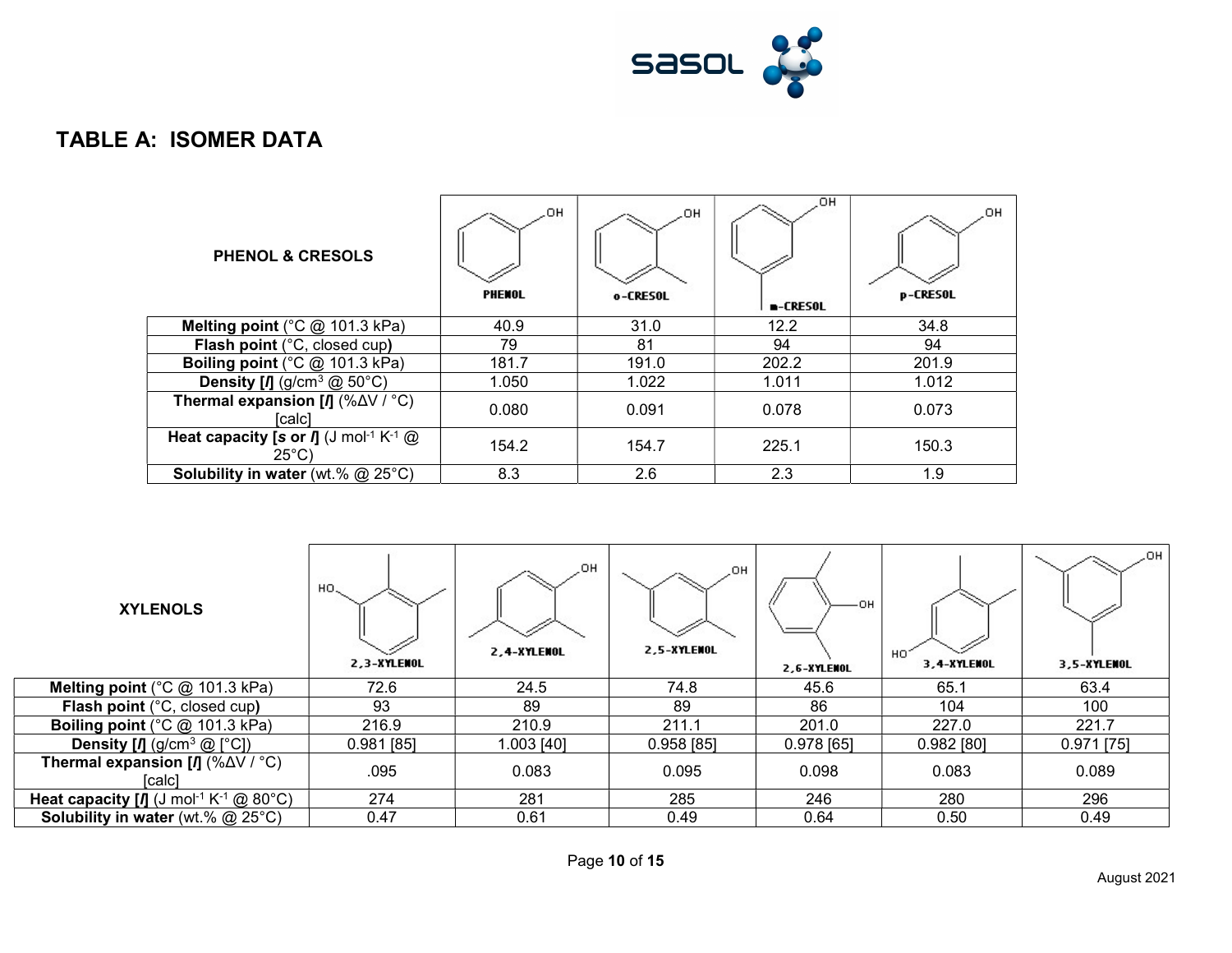## TABLE A: ISOMER DATA

| PHENOL & CRESOLS | PHENOL | o-CRESOL | m-CRESOL | p-CRESOL |
|---|---|---|---|---|
| **Melting point** (°C @ 101.3 kPa) | 40.9 | 31.0 | 12.2 | 34.8 |
| **Flash point** (°C, closed cup**)** | 79 | 81 | 94 | 94 |
| **Boiling point** (°C @ 101.3 kPa) | 181.7 | 191.0 | 202.2 | 201.9 |
| **Density [*l*]** ($g/cm^3$ @ 50°C) | 1.050 | 1.022 | 1.011 | 1.012 |
| **Thermal expansion [*l*]** (%ΔV / °C) [calc] | 0.080 | 0.091 | 0.078 | 0.073 |
| **Heat capacity [*s* or *l*]** ($J\ mol^{-1}\ K^{-1}$ @ 25°C) | 154.2 | 154.7 | 225.1 | 150.3 |
| **Solubility in water** (wt.% @ 25°C) | 8.3 | 2.6 | 2.3 | 1.9 |

| XYLENOLS | 2,3-XYLENOL | 2,4-XYLENOL | 2,5-XYLENOL | 2,6-XYLENOL | 3,4-XYLENOL | 3,5-XYLENOL |
|---|---|---|---|---|---|---|
| **Melting point** (°C @ 101.3 kPa) | 72.6 | 24.5 | 74.8 | 45.6 | 65.1 | 63.4 |
| **Flash point** (°C, closed cup**)** | 93 | 89 | 89 | 86 | 104 | 100 |
| **Boiling point** (°C @ 101.3 kPa) | 216.9 | 210.9 | 211.1 | 201.0 | 227.0 | 221.7 |
| **Density [*l*]** ($g/cm^3$ @ [°C]) | 0.981 [85] | 1.003 [40] | 0.958 [85] | 0.978 [65] | 0.982 [80] | 0.971 [75] |
| **Thermal expansion [*l*]** (%ΔV / °C) [calc] | .095 | 0.083 | 0.095 | 0.098 | 0.083 | 0.089 |
| **Heat capacity [*l*]** ($J\ mol^{-1}\ K^{-1}$ @ 80°C) | 274 | 281 | 285 | 246 | 280 | 296 |
| **Solubility in water** (wt.% @ 25°C) | 0.47 | 0.61 | 0.49 | 0.64 | 0.50 | 0.49 |

August 2021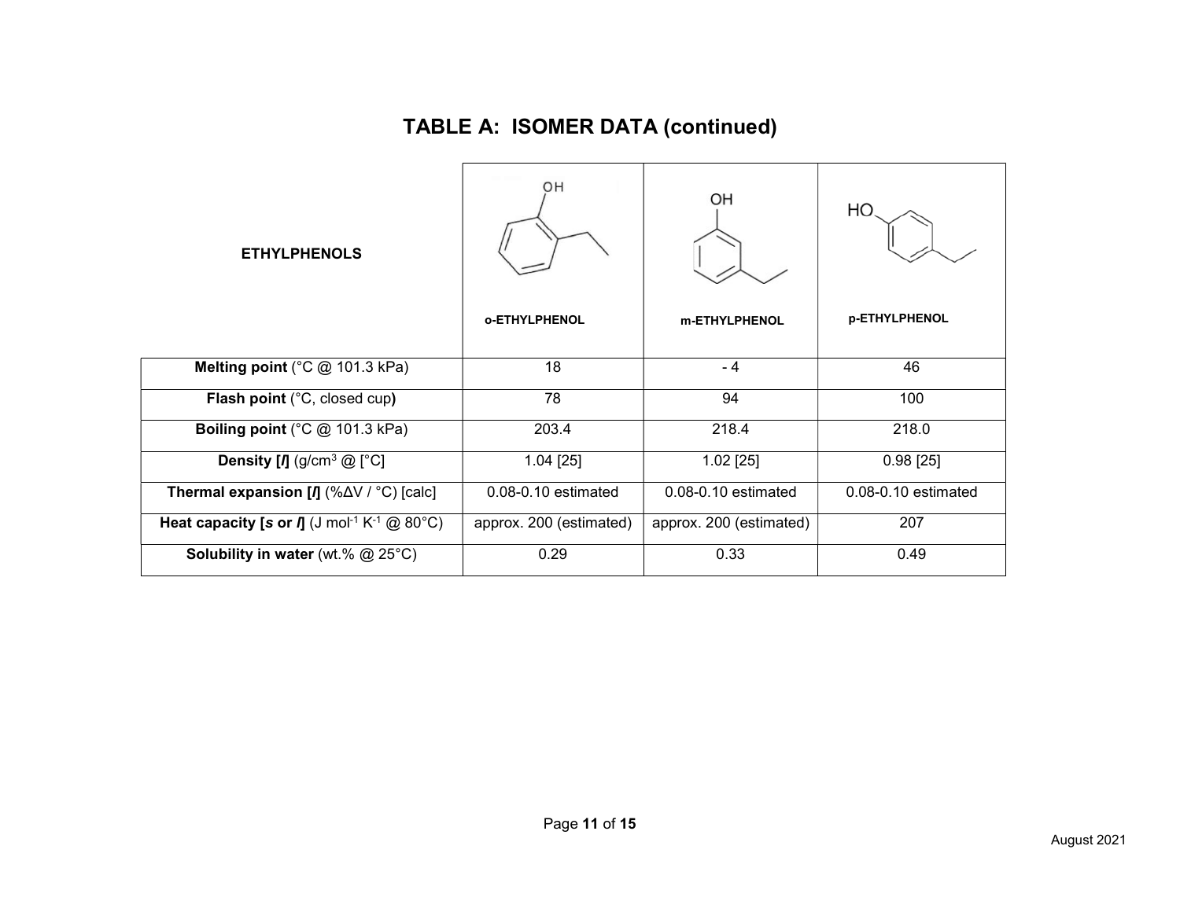# TABLE A: ISOMER DATA (continued)

| ETHYLPHENOLS | o-ETHYLPHENOL | m-ETHYLPHENOL | p-ETHYLPHENOL |
|---|---|---|---|
| **Melting point** (°C @ 101.3 kPa) | 18 | - 4 | 46 |
| **Flash point** (°C, closed cup**)** | 78 | 94 | 100 |
| **Boiling point** (°C @ 101.3 kPa) | 203.4 | 218.4 | 218.0 |
| **Density [*l*]** (g/cm$^3$ @ [°C] | 1.04 [25] | 1.02 [25] | 0.98 [25] |
| **Thermal expansion [*l*]** (%ΔV / °C) [calc] | 0.08-0.10 estimated | 0.08-0.10 estimated | 0.08-0.10 estimated |
| **Heat capacity [*s* or *l*]** (J mol$^{-1}$ K$^{-1}$ @ 80°C) | approx. 200 (estimated) | approx. 200 (estimated) | 207 |
| **Solubility in water** (wt.% @ 25°C) | 0.29 | 0.33 | 0.49 |

August 2021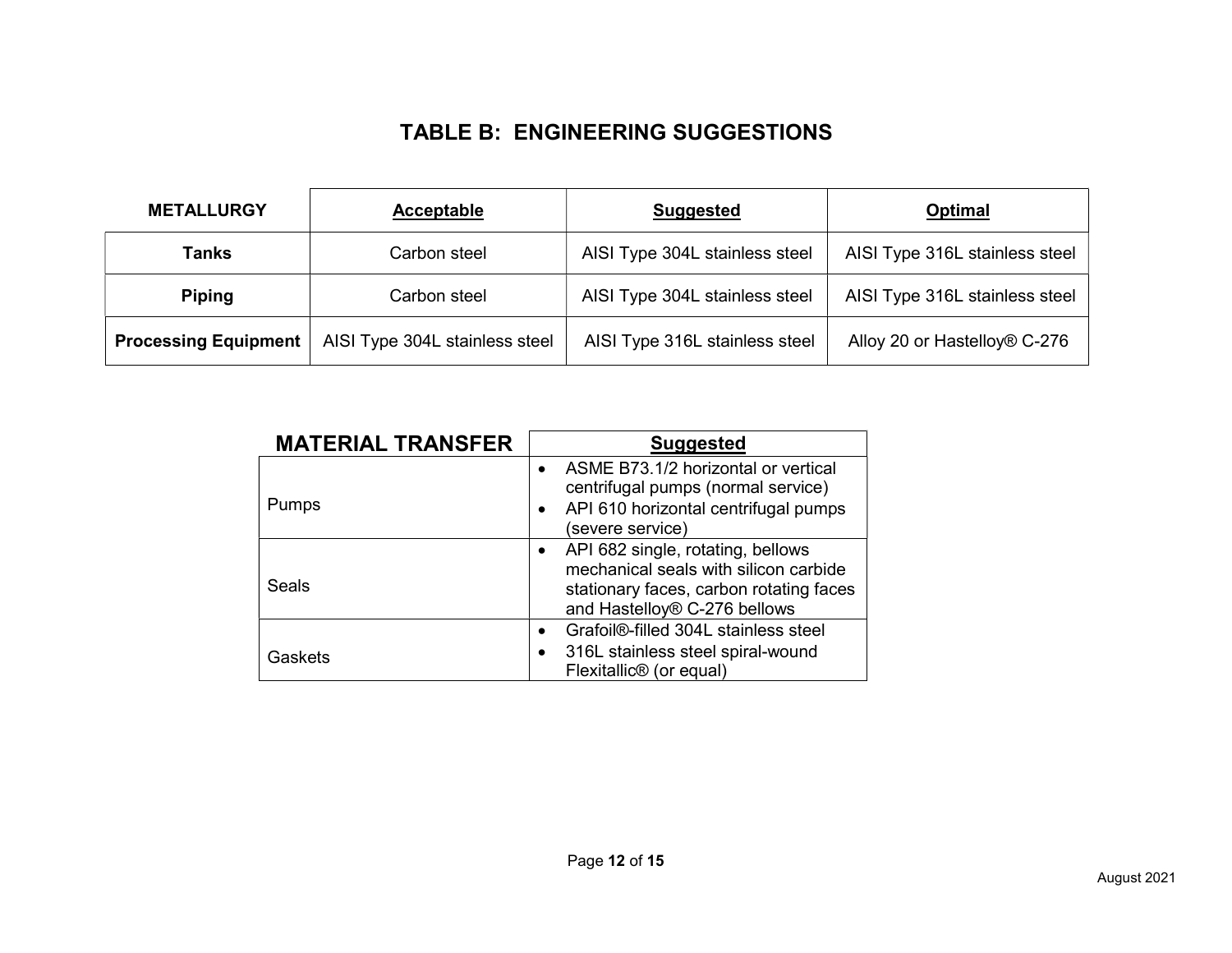# TABLE B: ENGINEERING SUGGESTIONS

| METALLURGY | Acceptable | Suggested | Optimal |
|---|---|---|---|
| **Tanks** | Carbon steel | AISI Type 304L stainless steel | AISI Type 316L stainless steel |
| **Piping** | Carbon steel | AISI Type 304L stainless steel | AISI Type 316L stainless steel |
| **Processing Equipment** | AISI Type 304L stainless steel | AISI Type 316L stainless steel | Alloy 20 or Hastelloy® C-276 |

| MATERIAL TRANSFER | Suggested |
|---|---|
| Pumps | • ASME B73.1/2 horizontal or vertical centrifugal pumps (normal service)<br>• API 610 horizontal centrifugal pumps (severe service) |
| Seals | • API 682 single, rotating, bellows mechanical seals with silicon carbide stationary faces, carbon rotating faces and Hastelloy® C-276 bellows |
| Gaskets | • Grafoil®-filled 304L stainless steel<br>• 316L stainless steel spiral-wound Flexitallic® (or equal) |

August 2021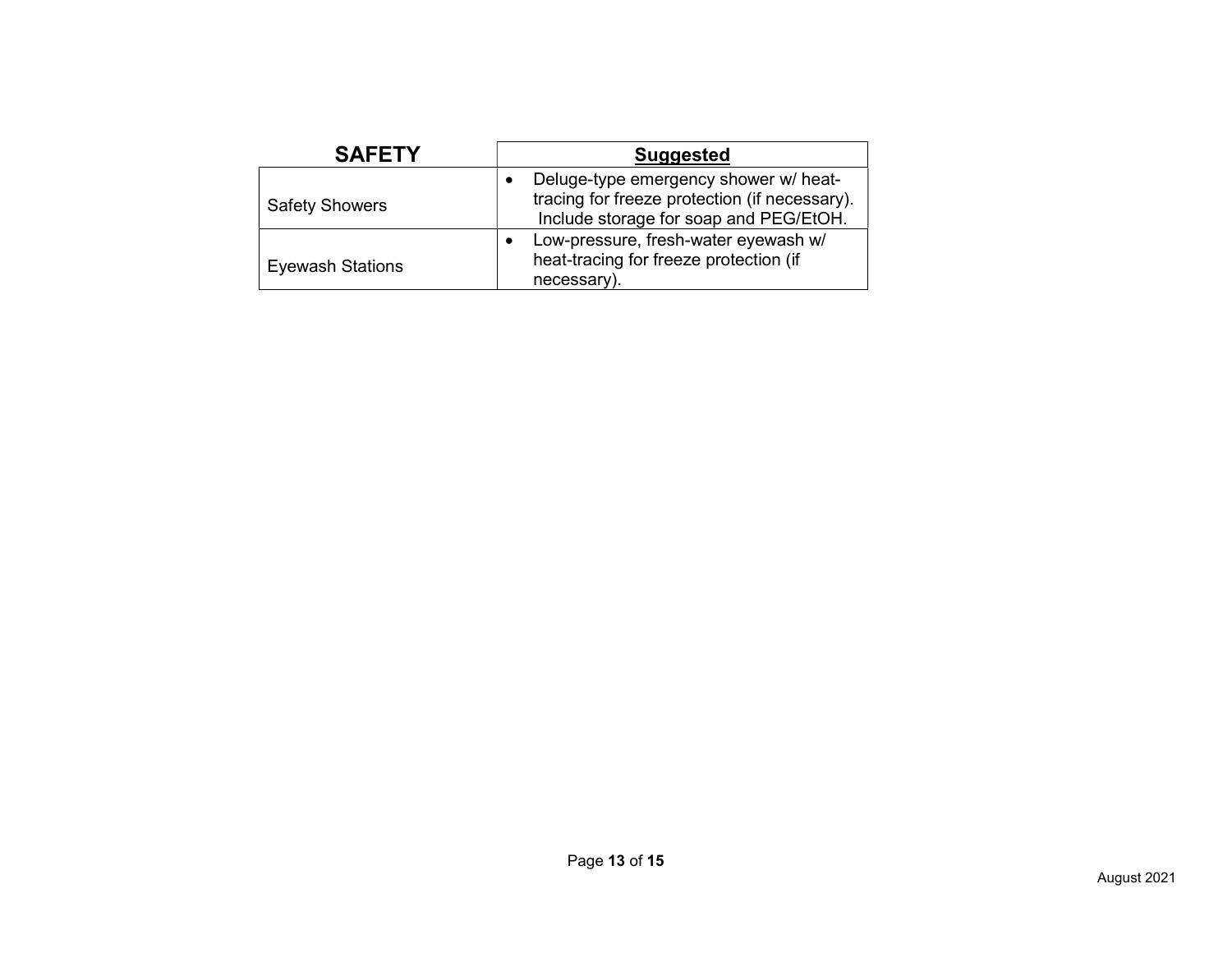| SAFETY | Suggested |
|---|---|
| Safety Showers | • Deluge-type emergency shower w/ heat-tracing for freeze protection (if necessary). Include storage for soap and PEG/EtOH. |
| Eyewash Stations | • Low-pressure, fresh-water eyewash w/ heat-tracing for freeze protection (if necessary). |

August 2021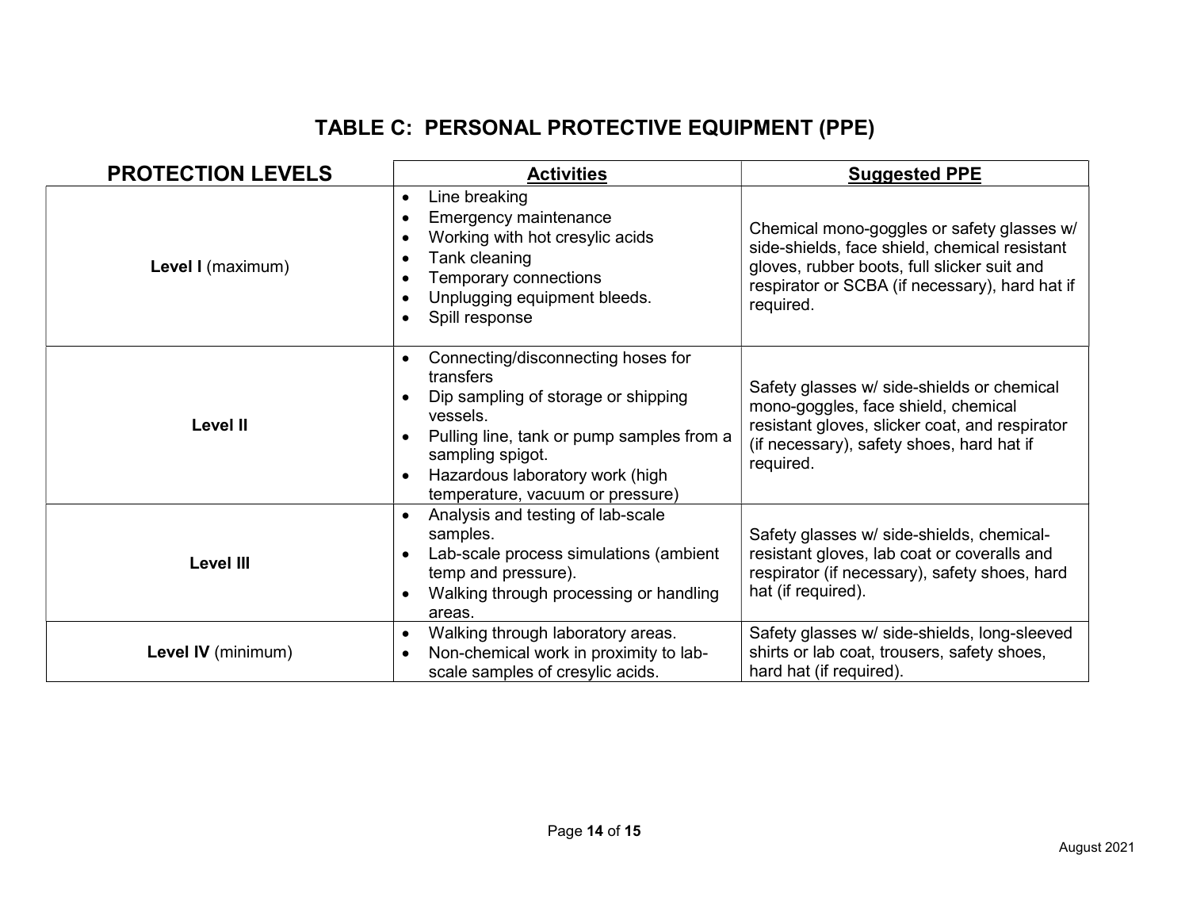# TABLE C: PERSONAL PROTECTIVE EQUIPMENT (PPE)

| PROTECTION LEVELS | Activities | Suggested PPE |
|---|---|---|
| **Level I** (maximum) | • Line breaking<br>• Emergency maintenance<br>• Working with hot cresylic acids<br>• Tank cleaning<br>• Temporary connections<br>• Unplugging equipment bleeds.<br>• Spill response | Chemical mono-goggles or safety glasses w/ side-shields, face shield, chemical resistant gloves, rubber boots, full slicker suit and respirator or SCBA (if necessary), hard hat if required. |
| **Level II** | • Connecting/disconnecting hoses for transfers<br>• Dip sampling of storage or shipping vessels.<br>• Pulling line, tank or pump samples from a sampling spigot.<br>• Hazardous laboratory work (high temperature, vacuum or pressure) | Safety glasses w/ side-shields or chemical mono-goggles, face shield, chemical resistant gloves, slicker coat, and respirator (if necessary), safety shoes, hard hat if required. |
| **Level III** | • Analysis and testing of lab-scale samples.<br>• Lab-scale process simulations (ambient temp and pressure).<br>• Walking through processing or handling areas. | Safety glasses w/ side-shields, chemical-resistant gloves, lab coat or coveralls and respirator (if necessary), safety shoes, hard hat (if required). |
| **Level IV** (minimum) | • Walking through laboratory areas.<br>• Non-chemical work in proximity to lab-scale samples of cresylic acids. | Safety glasses w/ side-shields, long-sleeved shirts or lab coat, trousers, safety shoes, hard hat (if required). |

August 2021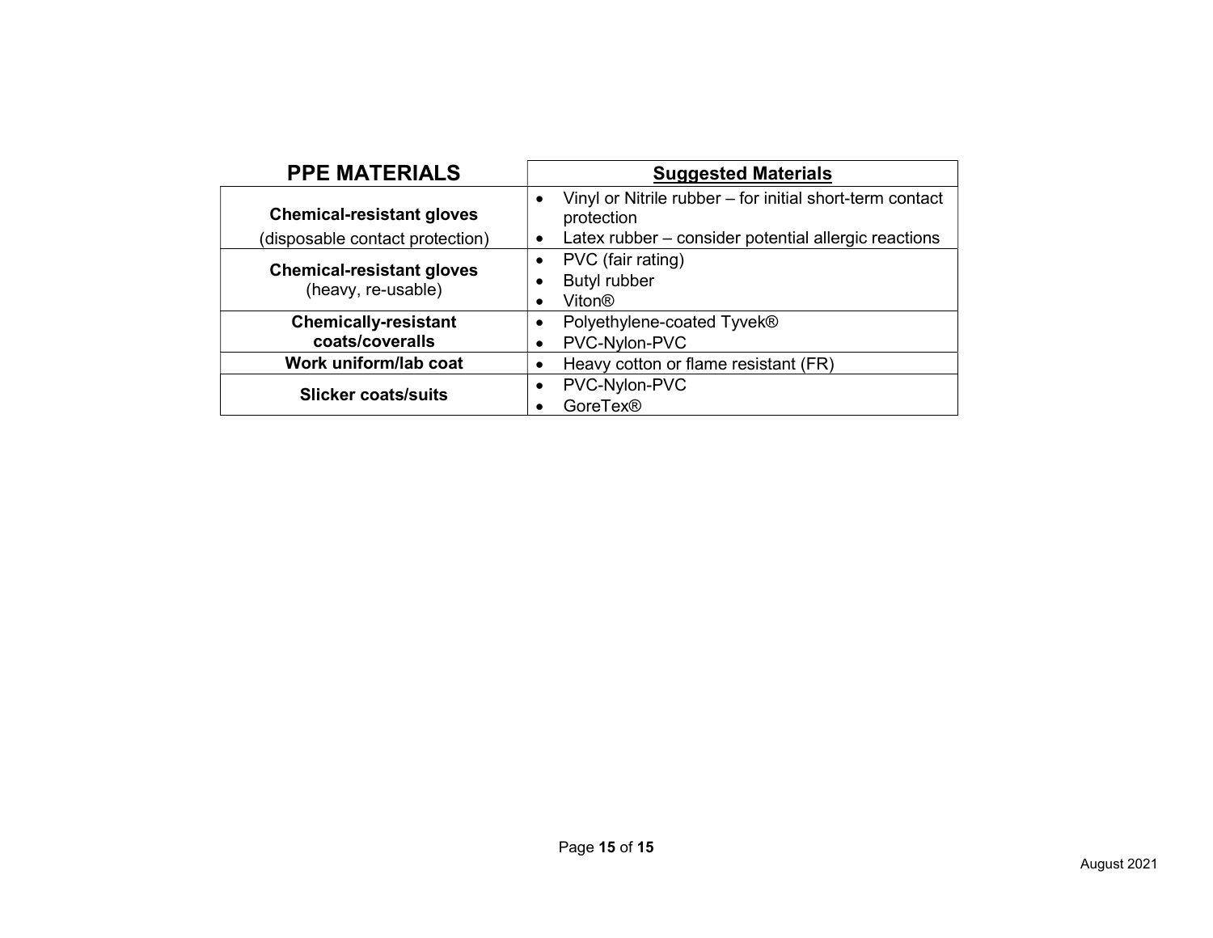| PPE MATERIALS | Suggested Materials |
|---|---|
| **Chemical-resistant gloves** (disposable contact protection) | • Vinyl or Nitrile rubber – for initial short-term contact protection<br>• Latex rubber – consider potential allergic reactions |
| **Chemical-resistant gloves** (heavy, re-usable) | • PVC (fair rating)<br>• Butyl rubber<br>• Viton® |
| **Chemically-resistant coats/coveralls** | • Polyethylene-coated Tyvek®<br>• PVC-Nylon-PVC |
| **Work uniform/lab coat** | • Heavy cotton or flame resistant (FR) |
| **Slicker coats/suits** | • PVC-Nylon-PVC<br>• GoreTex® |